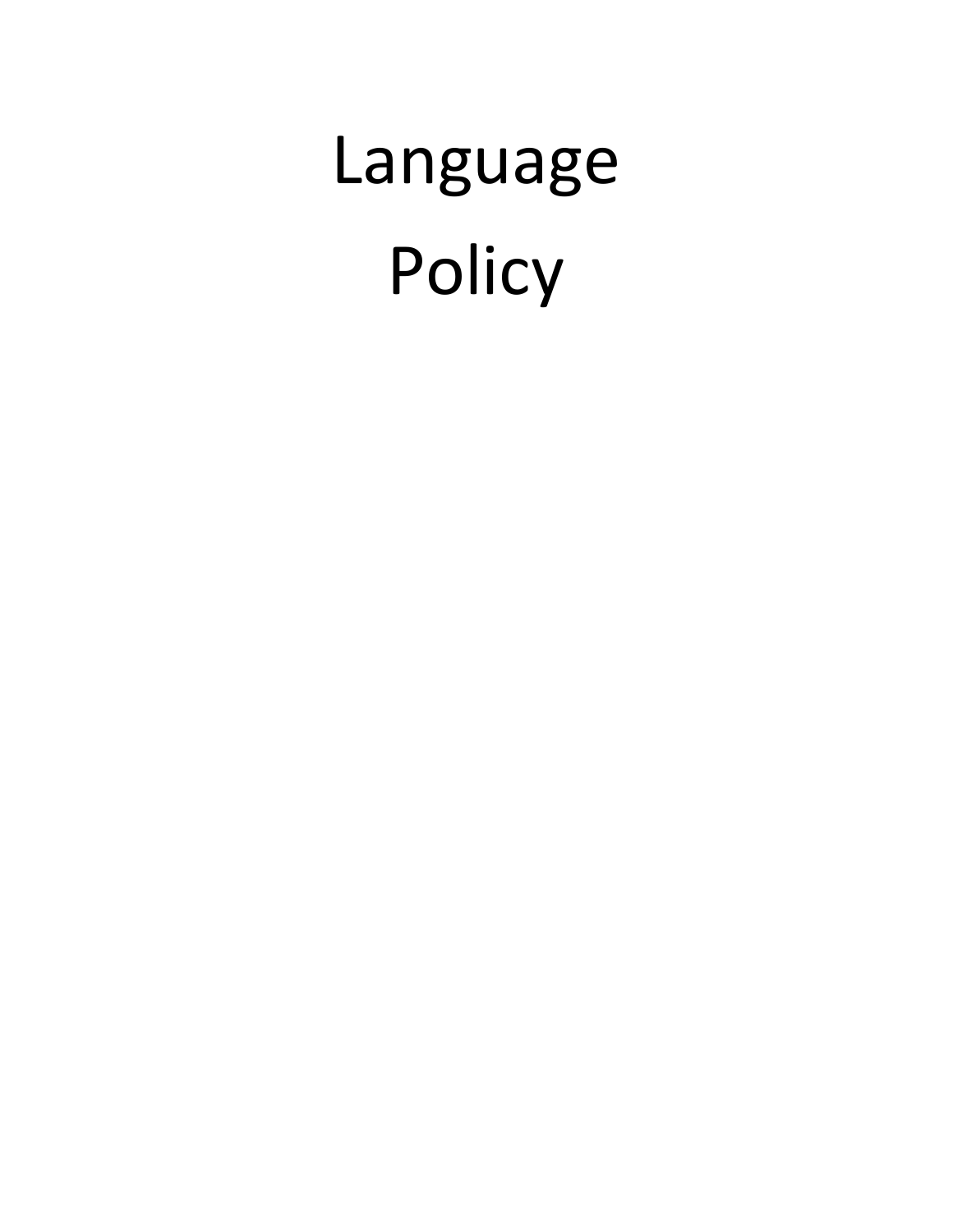# Language Policy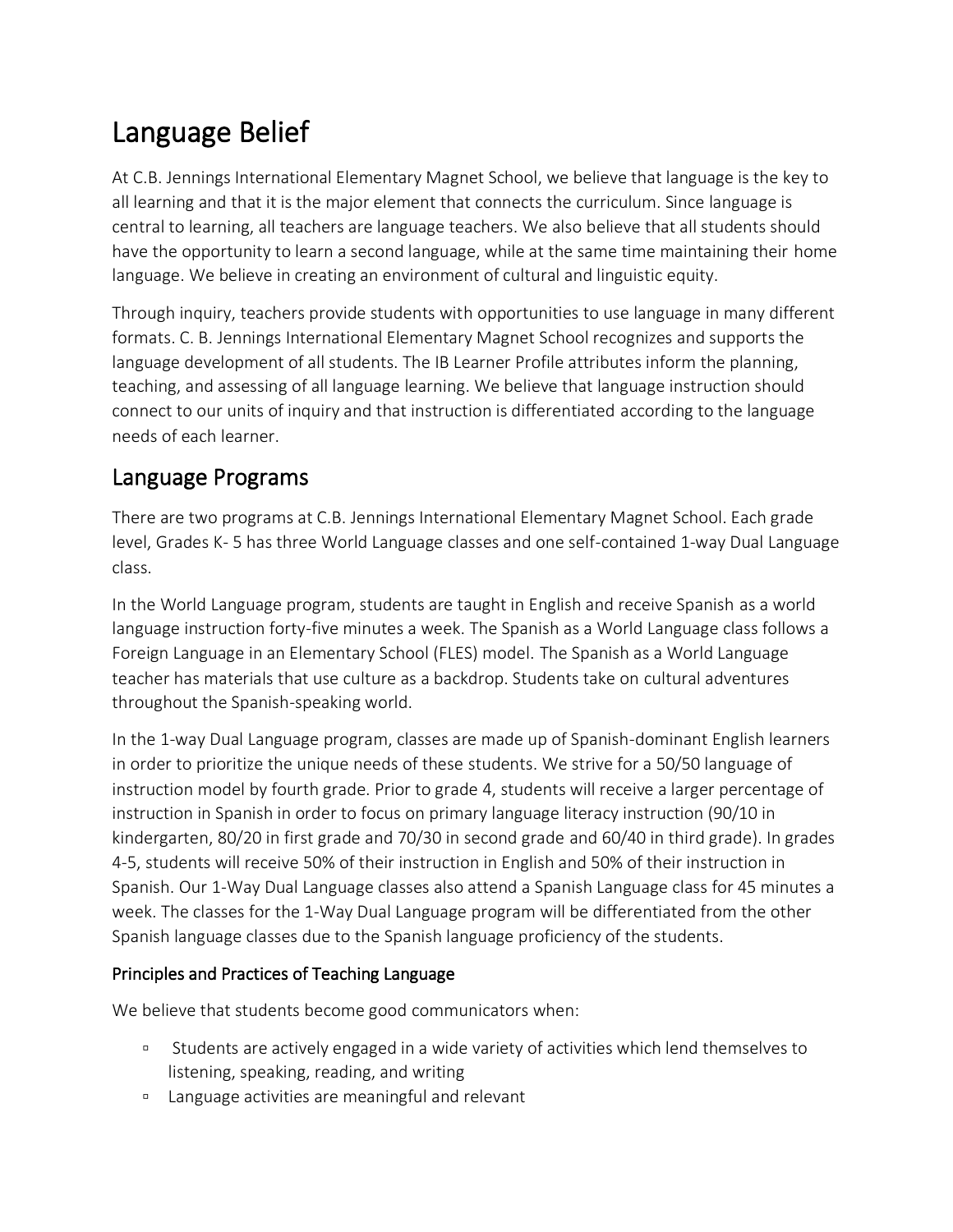# Language Belief

At C.B. Jennings International Elementary Magnet School, we believe that language is the key to all learning and that it is the major element that connects the curriculum. Since language is central to learning, all teachers are language teachers. We also believe that all students should have the opportunity to learn a second language, while at the same time maintaining their home language. We believe in creating an environment of cultural and linguistic equity.

Through inquiry, teachers provide students with opportunities to use language in many different formats. C. B. Jennings International Elementary Magnet School recognizes and supports the language development of all students. The IB Learner Profile attributes inform the planning, teaching, and assessing of all language learning. We believe that language instruction should connect to our units of inquiry and that instruction is differentiated according to the language needs of each learner.

## Language Programs

There are two programs at C.B. Jennings International Elementary Magnet School. Each grade level, Grades K- 5 has three World Language classes and one self-contained 1-way Dual Language class.

In the World Language program, students are taught in English and receive Spanish as a world language instruction forty-five minutes a week. The Spanish as a World Language class follows a Foreign Language in an Elementary School (FLES) model. The Spanish as a World Language teacher has materials that use culture as a backdrop. Students take on cultural adventures throughout the Spanish-speaking world.

In the 1-way Dual Language program, classes are made up of Spanish-dominant English learners in order to prioritize the unique needs of these students. We strive for a 50/50 language of instruction model by fourth grade. Prior to grade 4, students will receive a larger percentage of instruction in Spanish in order to focus on primary language literacy instruction (90/10 in kindergarten, 80/20 in first grade and 70/30 in second grade and 60/40 in third grade). In grades 4-5, students will receive 50% of their instruction in English and 50% of their instruction in Spanish. Our 1-Way Dual Language classes also attend a Spanish Language class for 45 minutes a week. The classes for the 1-Way Dual Language program will be differentiated from the other Spanish language classes due to the Spanish language proficiency of the students.

### Principles and Practices of Teaching Language

We believe that students become good communicators when:

- Students are actively engaged in a wide variety of activities which lend themselves to listening, speaking, reading, and writing
- Language activities are meaningful and relevant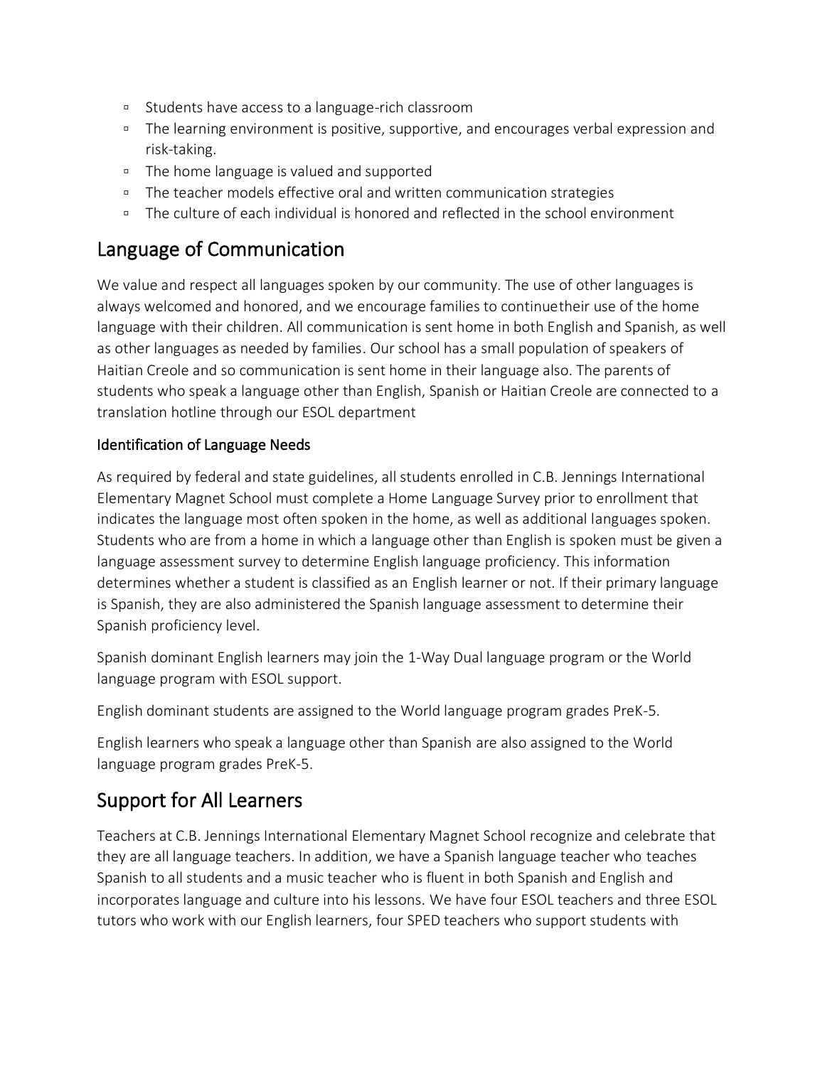- Students have access to a language-rich classroom
- The learning environment is positive, supportive, and encourages verbal expression and risk-taking.
- The home language is valued and supported
- The teacher models effective oral and written communication strategies
- The culture of each individual is honored and reflected in the school environment

## Language of Communication

We value and respect all languages spoken by our community. The use of other languages is always welcomed and honored, and we encourage families to continuetheir use of the home language with their children. All communication is sent home in both English and Spanish, as well as other languages as needed by families. Our school has a small population of speakers of Haitian Creole and so communication is sent home in their language also. The parents of students who speak a language other than English, Spanish or Haitian Creole are connected to a translation hotline through our ESOL department

### Identification of Language Needs

As required by federal and state guidelines, all students enrolled in C.B. Jennings International Elementary Magnet School must complete a Home Language Survey prior to enrollment that indicates the language most often spoken in the home, as well as additional languages spoken. Students who are from a home in which a language other than English is spoken must be given a language assessment survey to determine English language proficiency. This information determines whether a student is classified as an English learner or not. If their primary language is Spanish, they are also administered the Spanish language assessment to determine their Spanish proficiency level.

Spanish dominant English learners may join the 1-Way Dual language program or the World language program with ESOL support.

English dominant students are assigned to the World language program grades PreK-5.

English learners who speak a language other than Spanish are also assigned to the World language program grades PreK-5.

## Support for All Learners

Teachers at C.B. Jennings International Elementary Magnet School recognize and celebrate that they are all language teachers. In addition, we have a Spanish language teacher who teaches Spanish to all students and a music teacher who is fluent in both Spanish and English and incorporates language and culture into his lessons. We have four ESOL teachers and three ESOL tutors who work with our English learners, four SPED teachers who support students with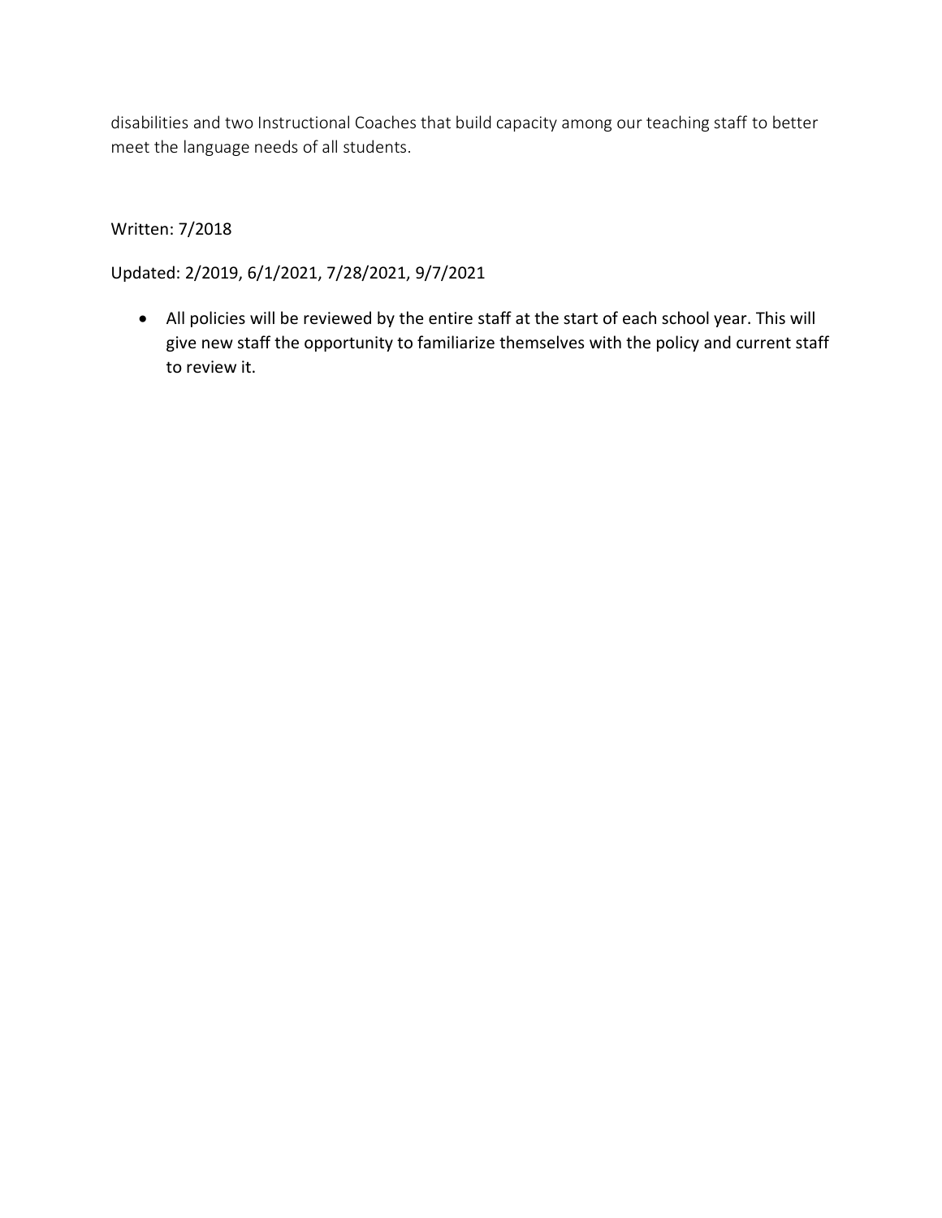disabilities and two Instructional Coaches that build capacity among our teaching staff to better meet the language needs of all students.

Written: 7/2018

Updated: 2/2019, 6/1/2021, 7/28/2021, 9/7/2021

- All policies will be reviewed by the entire staff at the start of each school year. This will give new staff the opportunity to familiarize themselves with the policy and current staff to review it.